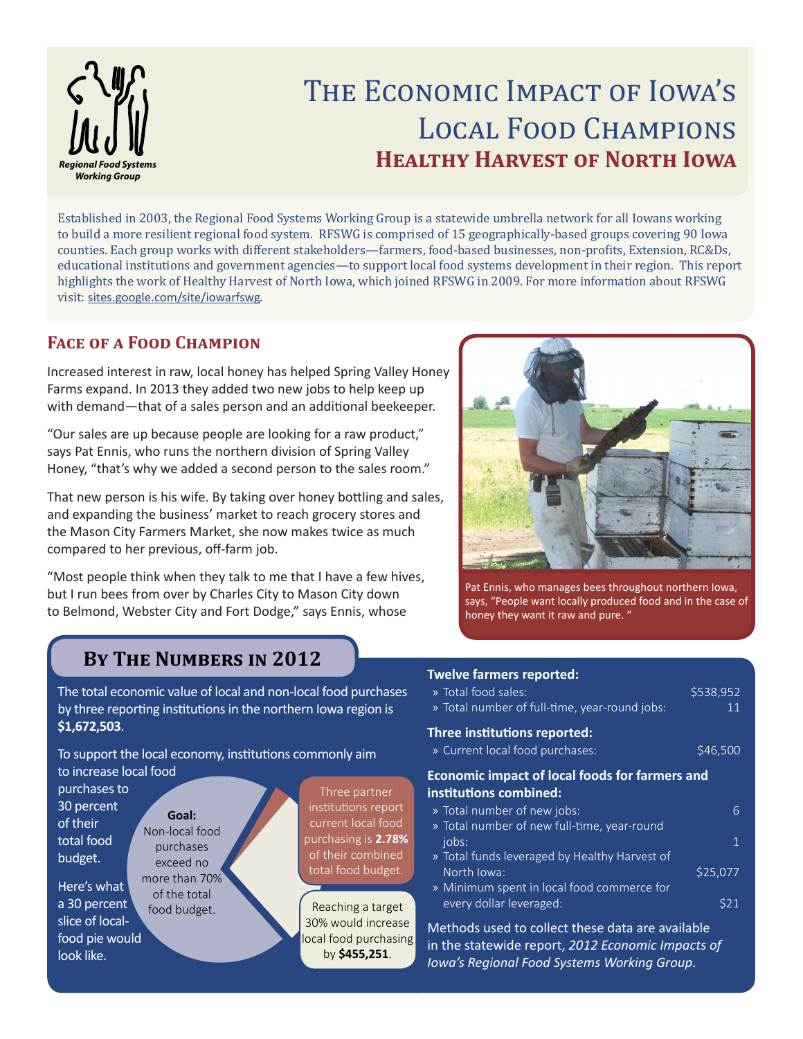Regional Food Systems Working Group

# The Economic Impact of Iowa's Local Food Champions

## Healthy Harvest of North Iowa

Established in 2003, the Regional Food Systems Working Group is a statewide umbrella network for all Iowans working to build a more resilient regional food system. RFSWG is comprised of 15 geographically-based groups covering 90 Iowa counties. Each group works with different stakeholders—farmers, food-based businesses, non-profits, Extension, RC&Ds, educational institutions and government agencies—to support local food systems development in their region. This report highlights the work of Healthy Harvest of North Iowa, which joined RFSWG in 2009. For more information about RFSWG visit: sites.google.com/site/iowarfswg.

## Face of a Food Champion

Increased interest in raw, local honey has helped Spring Valley Honey Farms expand. In 2013 they added two new jobs to help keep up with demand—that of a sales person and an additional beekeeper.

"Our sales are up because people are looking for a raw product," says Pat Ennis, who runs the northern division of Spring Valley Honey, "that's why we added a second person to the sales room."

That new person is his wife. By taking over honey bottling and sales, and expanding the business' market to reach grocery stores and the Mason City Farmers Market, she now makes twice as much compared to her previous, off-farm job.

"Most people think when they talk to me that I have a few hives, but I run bees from over by Charles City to Mason City down to Belmond, Webster City and Fort Dodge," says Ennis, whose

Pat Ennis, who manages bees throughout northern Iowa, says, "People want locally produced food and in the case of honey they want it raw and pure. "

## By The Numbers in 2012

The total economic value of local and non-local food purchases by three reporting institutions in the northern Iowa region is **$1,672,503**.

To support the local economy, institutions commonly aim to increase local food purchases to 30 percent of their total food budget.

Here's what a 30 percent slice of local-food pie would look like.

**Goal:** Non-local food purchases exceed no more than 70% of the total food budget.

Three partner institutions report current local food purchasing is **2.78%** of their combined total food budget.

Reaching a target 30% would increase local food purchasing by **$455,251**.

**Twelve farmers reported:**

- Total food sales: $538,952
- Total number of full-time, year-round jobs: 11

**Three institutions reported:**

- Current local food purchases: $46,500

**Economic impact of local foods for farmers and institutions combined:**

- Total number of new jobs: 6
- Total number of new full-time, year-round jobs: 1
- Total funds leveraged by Healthy Harvest of North Iowa: $25,077
- Minimum spent in local food commerce for every dollar leveraged: $21

Methods used to collect these data are available in the statewide report, *2012 Economic Impacts of Iowa's Regional Food Systems Working Group*.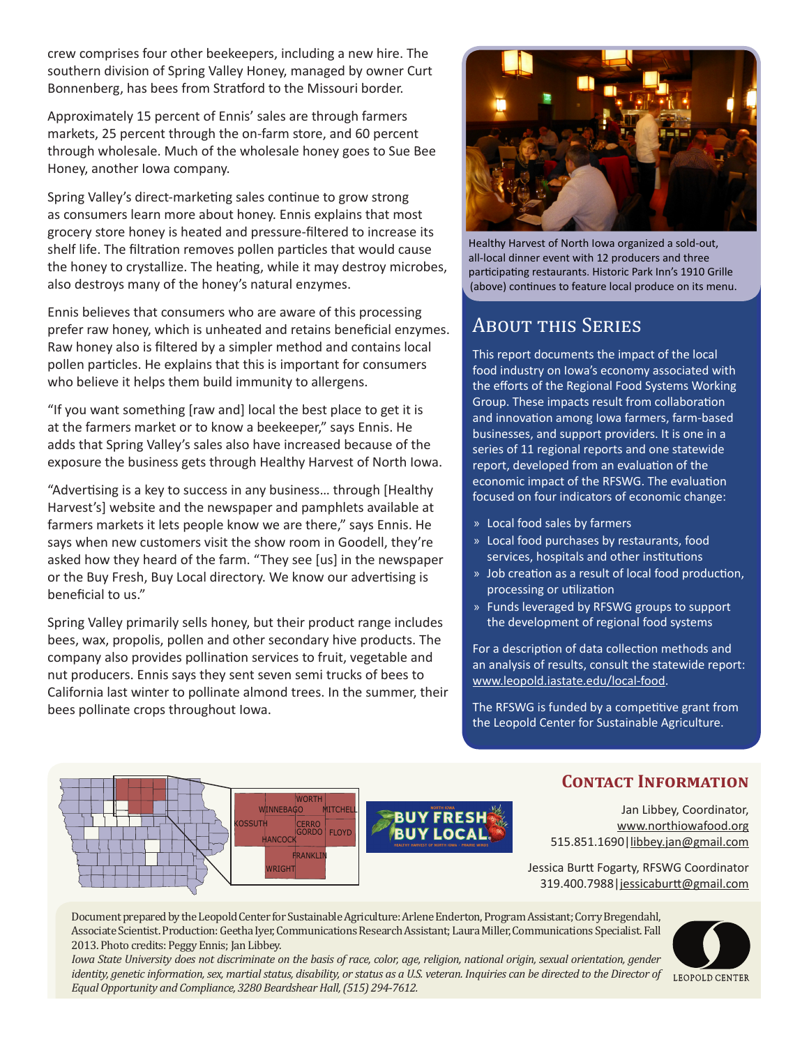crew comprises four other beekeepers, including a new hire. The southern division of Spring Valley Honey, managed by owner Curt Bonnenberg, has bees from Stratford to the Missouri border.

Approximately 15 percent of Ennis' sales are through farmers markets, 25 percent through the on-farm store, and 60 percent through wholesale. Much of the wholesale honey goes to Sue Bee Honey, another Iowa company.

Spring Valley's direct-marketing sales continue to grow strong as consumers learn more about honey. Ennis explains that most grocery store honey is heated and pressure-filtered to increase its shelf life. The filtration removes pollen particles that would cause the honey to crystallize. The heating, while it may destroy microbes, also destroys many of the honey's natural enzymes.

Ennis believes that consumers who are aware of this processing prefer raw honey, which is unheated and retains beneficial enzymes. Raw honey also is filtered by a simpler method and contains local pollen particles. He explains that this is important for consumers who believe it helps them build immunity to allergens.

"If you want something [raw and] local the best place to get it is at the farmers market or to know a beekeeper," says Ennis. He adds that Spring Valley's sales also have increased because of the exposure the business gets through Healthy Harvest of North Iowa.

"Advertising is a key to success in any business... through [Healthy Harvest's] website and the newspaper and pamphlets available at farmers markets it lets people know we are there," says Ennis. He says when new customers visit the show room in Goodell, they're asked how they heard of the farm. "They see [us] in the newspaper or the Buy Fresh, Buy Local directory. We know our advertising is beneficial to us."

Spring Valley primarily sells honey, but their product range includes bees, wax, propolis, pollen and other secondary hive products. The company also provides pollination services to fruit, vegetable and nut producers. Ennis says they sent seven semi trucks of bees to California last winter to pollinate almond trees. In the summer, their bees pollinate crops throughout Iowa.

Healthy Harvest of North Iowa organized a sold-out, all-local dinner event with 12 producers and three participating restaurants. Historic Park Inn's 1910 Grille (above) continues to feature local produce on its menu.

## About this Series

This report documents the impact of the local food industry on Iowa's economy associated with the efforts of the Regional Food Systems Working Group. These impacts result from collaboration and innovation among Iowa farmers, farm-based businesses, and support providers. It is one in a series of 11 regional reports and one statewide report, developed from an evaluation of the economic impact of the RFSWG. The evaluation focused on four indicators of economic change:

- Local food sales by farmers
- Local food purchases by restaurants, food services, hospitals and other institutions
- Job creation as a result of local food production, processing or utilization
- Funds leveraged by RFSWG groups to support the development of regional food systems

For a description of data collection methods and an analysis of results, consult the statewide report: www.leopold.iastate.edu/local-food.

The RFSWG is funded by a competitive grant from the Leopold Center for Sustainable Agriculture.

WORTH
WINNEBAGO
MITCHELL
KOSSUTH
CERRO GORDO
FLOYD
HANCOCK
FRANKLIN
WRIGHT

BUY FRESH BUY LOCAL

## Contact Information

Jan Libbey, Coordinator,
www.northiowafood.org
515.851.1690|libbey.jan@gmail.com

Jessica Burtt Fogarty, RFSWG Coordinator
319.400.7988|jessicaburtt@gmail.com

Document prepared by the Leopold Center for Sustainable Agriculture: Arlene Enderton, Program Assistant; Corry Bregendahl, Associate Scientist. Production: Geetha Iyer, Communications Research Assistant; Laura Miller, Communications Specialist. Fall 2013. Photo credits: Peggy Ennis; Jan Libbey.

*Iowa State University does not discriminate on the basis of race, color, age, religion, national origin, sexual orientation, gender identity, genetic information, sex, martial status, disability, or status as a U.S. veteran. Inquiries can be directed to the Director of Equal Opportunity and Compliance, 3280 Beardshear Hall, (515) 294-7612.*

LEOPOLD CENTER